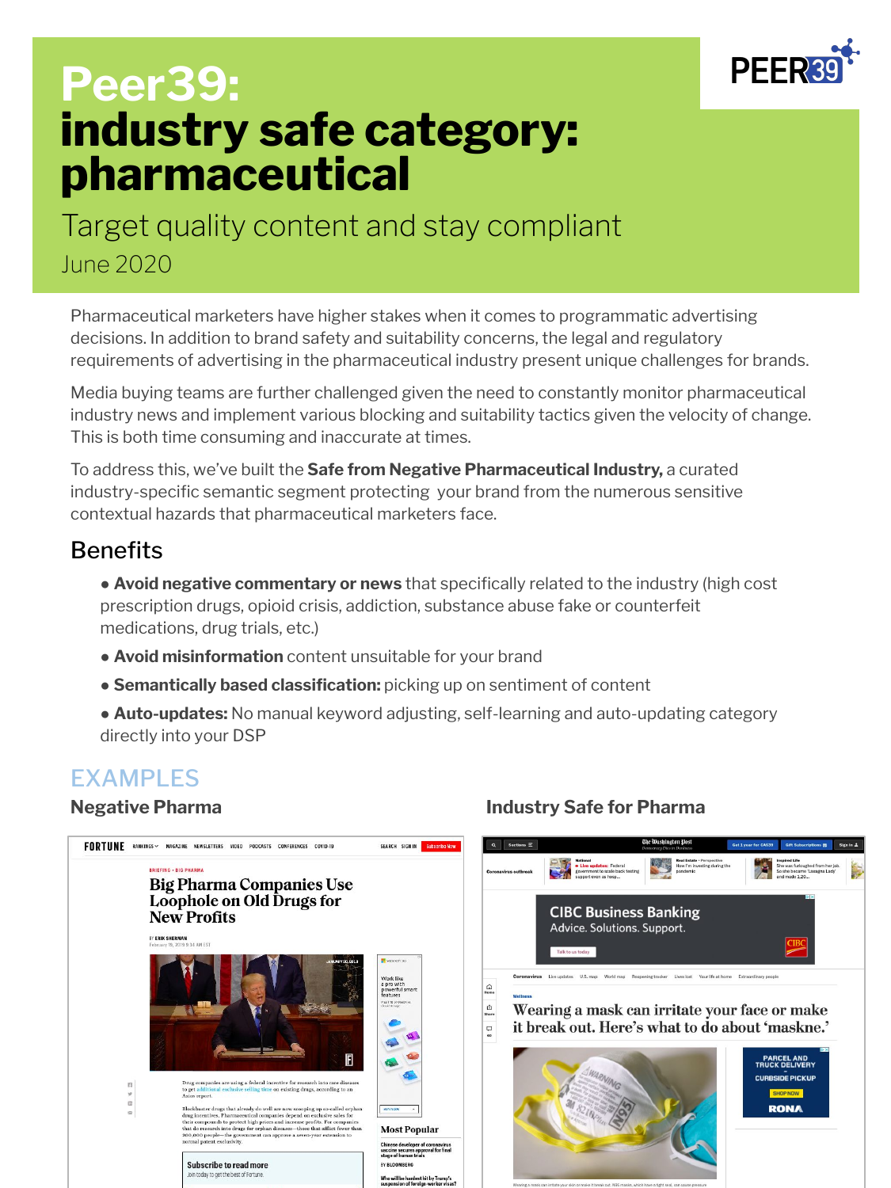# Peer39:
# industry safe category: pharmaceutical

## Target quality content and stay compliant

June 2020

Pharmaceutical marketers have higher stakes when it comes to programmatic advertising decisions. In addition to brand safety and suitability concerns, the legal and regulatory requirements of advertising in the pharmaceutical industry present unique challenges for brands.

Media buying teams are further challenged given the need to constantly monitor pharmaceutical industry news and implement various blocking and suitability tactics given the velocity of change. This is both time consuming and inaccurate at times.

To address this, we've built the **Safe from Negative Pharmaceutical Industry,** a curated industry-specific semantic segment protecting your brand from the numerous sensitive contextual hazards that pharmaceutical marketers face.

## Benefits

- **Avoid negative commentary or news** that specifically related to the industry (high cost prescription drugs, opioid crisis, addiction, substance abuse fake or counterfeit medications, drug trials, etc.)
- **Avoid misinformation** content unsuitable for your brand
- **Semantically based classification:** picking up on sentiment of content
- **Auto-updates:** No manual keyword adjusting, self-learning and auto-updating category directly into your DSP

## EXAMPLES

### Negative Pharma

### Industry Safe for Pharma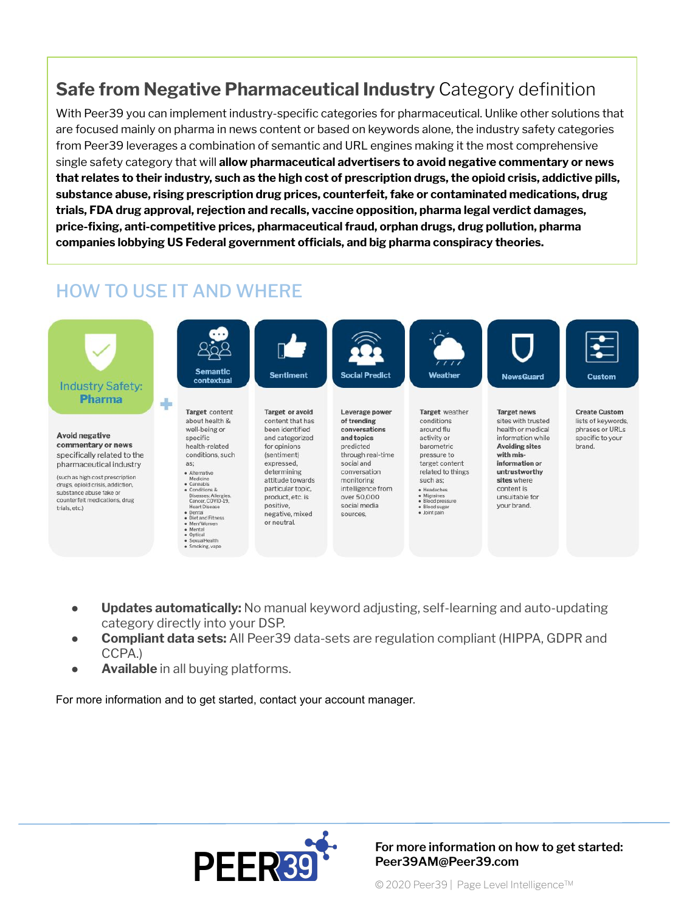## **Safe from Negative Pharmaceutical Industry** Category definition

With Peer39 you can implement industry-specific categories for pharmaceutical. Unlike other solutions that are focused mainly on pharma in news content or based on keywords alone, the industry safety categories from Peer39 leverages a combination of semantic and URL engines making it the most comprehensive single safety category that will **allow pharmaceutical advertisers to avoid negative commentary or news that relates to their industry, such as the high cost of prescription drugs, the opioid crisis, addictive pills, substance abuse, rising prescription drug prices, counterfeit, fake or contaminated medications, drug trials, FDA drug approval, rejection and recalls, vaccine opposition, pharma legal verdict damages, price-fixing, anti-competitive prices, pharmaceutical fraud, orphan drugs, drug pollution, pharma companies lobbying US Federal government officials, and big pharma conspiracy theories.**

## HOW TO USE IT AND WHERE

**Industry Safety: Pharma**

**Avoid negative commentary or news** specifically related to the pharmaceutical industry

(such as high cost prescription drugs, opioid crisis, addiction, substance abuse take or counterfeit medications, drug trials, etc.)

+

**Semantic contextual**

**Target** content about health & well-being or specific health-related conditions, such as;

- Alternative Medicine
- Cannabis
- Conditions & Diseases: Allergies, Cancer, COVID-19, Heart Disease
- Dental
- Diet and Fitness
- Men/Women
- Mental
- Optical
- SexualHealth
- Smoking, vape

**Sentiment**

**Target or avoid** content that has been identified and categorized for opinions (sentiment) expressed, determining attitude towards particular topic, product, etc. is positive, negative, mixed or neutral.

**Social Predict**

**Leverage power of trending conversations and topics** predicted through real-time social and conversation monitoring intelligence from over 50,000 social media sources.

**Weather**

**Target** weather conditions around flu activity or barometric pressure to target content related to things such as;

- Headaches
- Migraines
- Blood pressure
- Blood sugar
- Joint pain

**NewsGuard**

**Target news** sites with trusted health or medical information while **Avoiding sites with mis-information or untrustworthy sites** where content is unsuitable for your brand.

**Custom**

**Create Custom** lists of keywords, phrases or URLs specific to your brand.

- **Updates automatically:** No manual keyword adjusting, self-learning and auto-updating category directly into your DSP.
- **Compliant data sets:** All Peer39 data-sets are regulation compliant (HIPPA, GDPR and CCPA.)
- **Available** in all buying platforms.

For more information and to get started, contact your account manager.

PEER39

**For more information on how to get started: Peer39AM@Peer39.com**

© 2020 Peer39 | Page Level Intelligence™